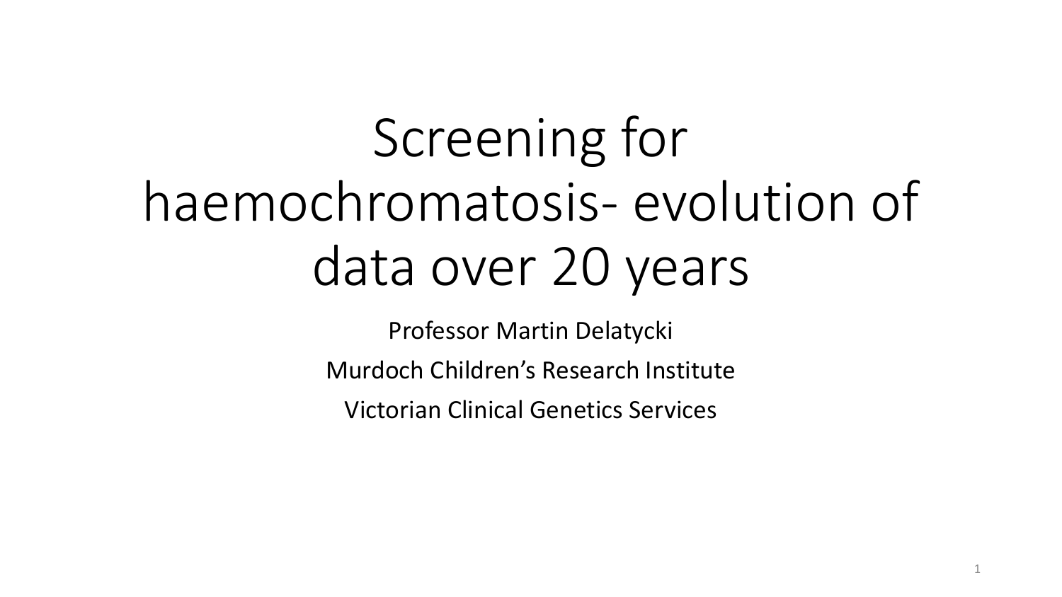# Screening for haemochromatosis- evolution of data over 20 years

Professor Martin Delatycki

Murdoch Children's Research Institute

Victorian Clinical Genetics Services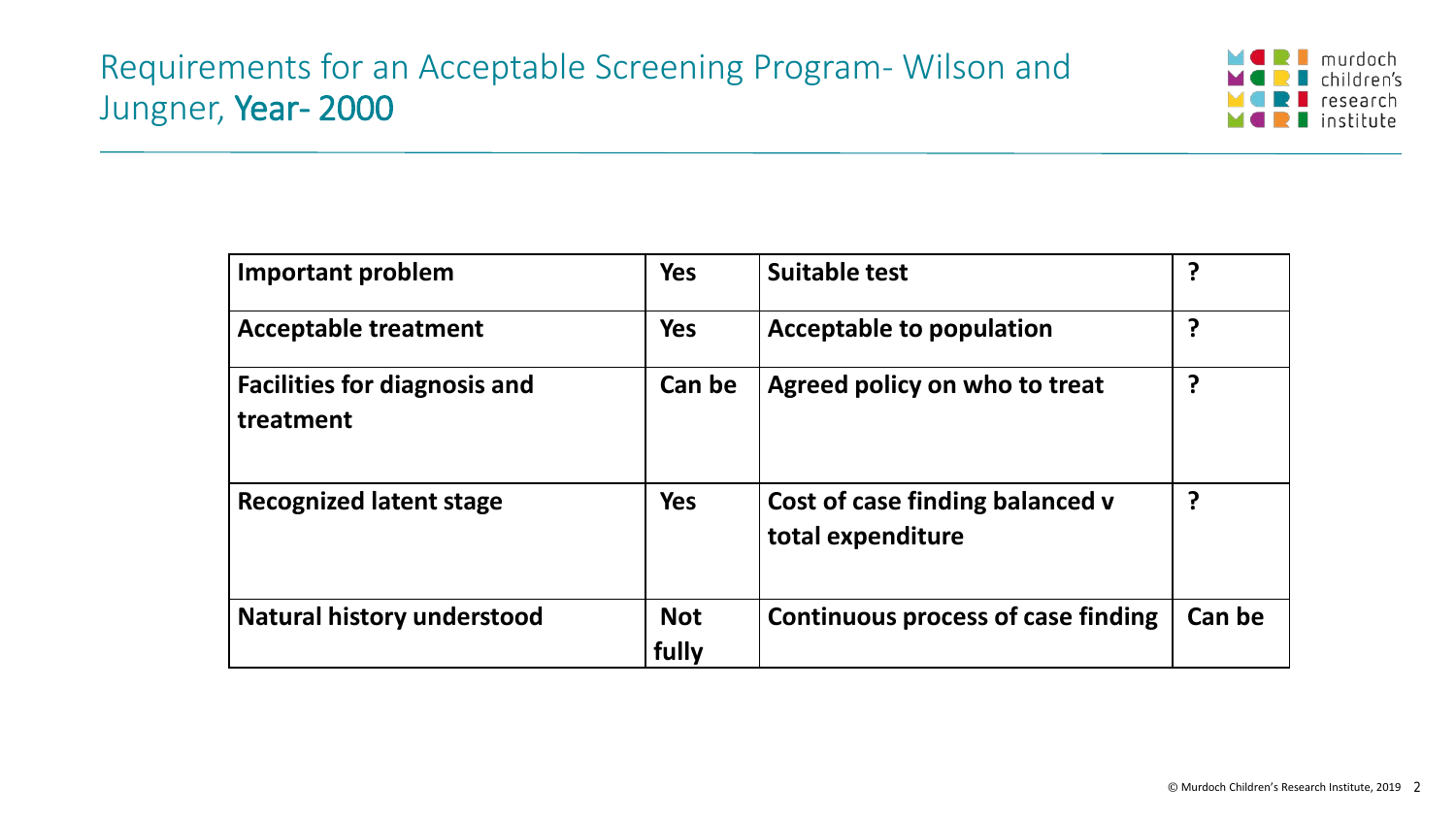# Requirements for an Acceptable Screening Program- Wilson and Jungner, Year- 2000

| Important problem | Yes | Suitable test | ? |
|---|---|---|---|
| Acceptable treatment | Yes | Acceptable to population | ? |
| Facilities for diagnosis and treatment | Can be | Agreed policy on who to treat | ? |
| Recognized latent stage | Yes | Cost of case finding balanced v total expenditure | ? |
| Natural history understood | Not fully | Continuous process of case finding | Can be |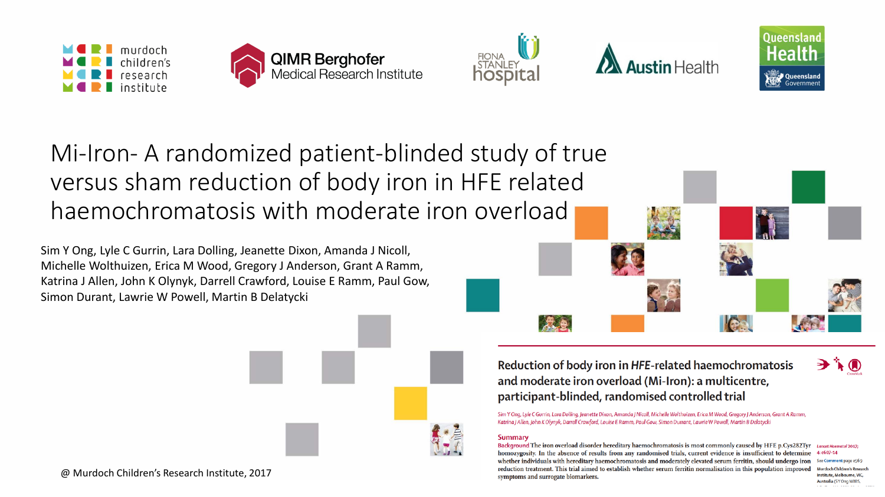# Mi-Iron- A randomized patient-blinded study of true versus sham reduction of body iron in HFE related haemochromatosis with moderate iron overload

Sim Y Ong, Lyle C Gurrin, Lara Dolling, Jeanette Dixon, Amanda J Nicoll, Michelle Wolthuizen, Erica M Wood, Gregory J Anderson, Grant A Ramm, Katrina J Allen, John K Olynyk, Darrell Crawford, Louise E Ramm, Paul Gow, Simon Durant, Lawrie W Powell, Martin B Delatycki

@ Murdoch Children's Research Institute, 2017

## Reduction of body iron in *HFE*-related haemochromatosis and moderate iron overload (Mi-Iron): a multicentre, participant-blinded, randomised controlled trial

Sim Y Ong, Lyle C Gurrin, Lara Dolling, Jeanette Dixon, Amanda J Nicoll, Michelle Wolthuizen, Erica M Wood, Gregory J Anderson, Grant A Ramm, Katrina J Allen, John K Olynyk, Darrell Crawford, Louise E Ramm, Paul Gow, Simon Durrant, Lawrie W Powell, Martin B Delatycki

**Summary**

**Background** The iron overload disorder hereditary haemochromatosis is most commonly caused by HFE p.Cys282Tyr homozygosity. In the absence of results from any randomised trials, current evidence is insufficient to determine whether individuals with hereditary haemochromatosis and moderately elevated serum ferritin, should undergo iron reduction treatment. This trial aimed to establish whether serum ferritin normalisation in this population improved symptoms and surrogate biomarkers.

*Lancet Haematol* 2017; 4: e607–14

See Comment page e569

Murdoch Children's Research Institute, Melbourne, VIC, Australia (S Y Ong MBBS,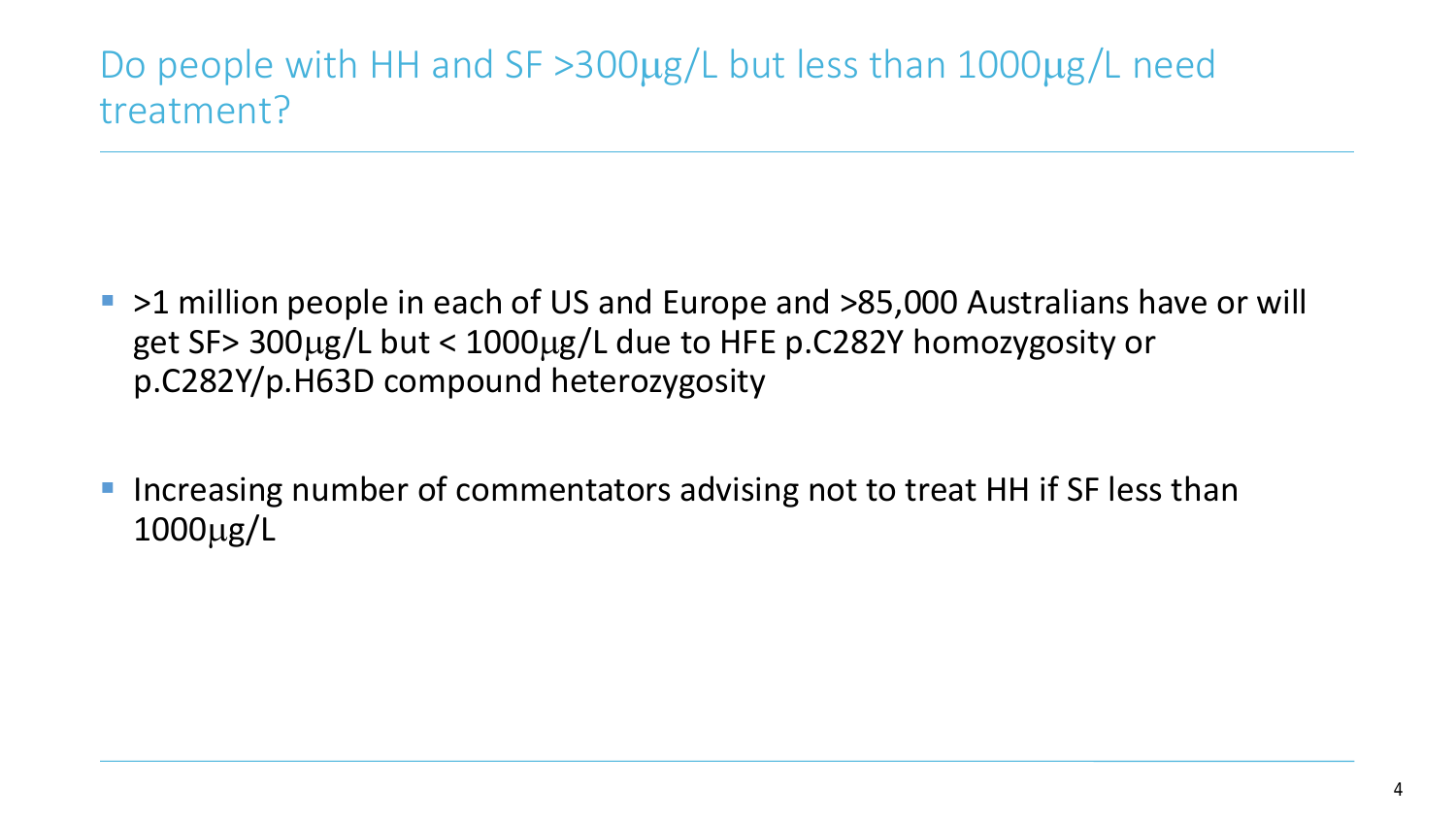# Do people with HH and SF >300μg/L but less than 1000μg/L need treatment?

- >1 million people in each of US and Europe and >85,000 Australians have or will get SF> 300μg/L but < 1000μg/L due to HFE p.C282Y homozygosity or p.C282Y/p.H63D compound heterozygosity

- Increasing number of commentators advising not to treat HH if SF less than 1000μg/L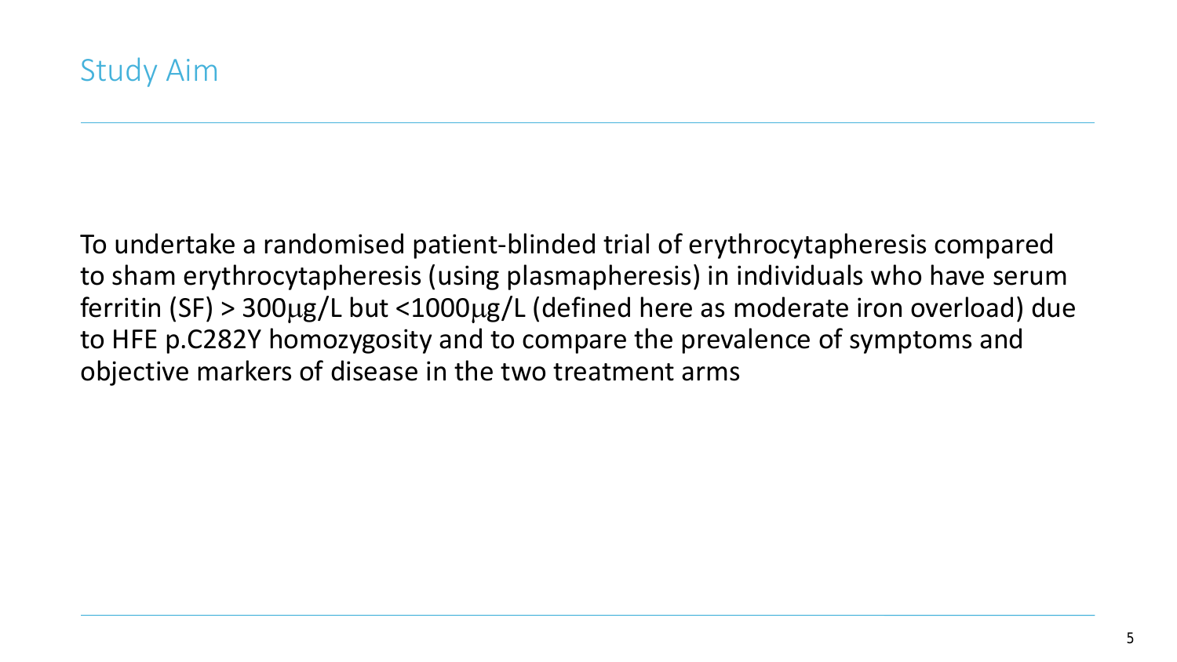## Study Aim

To undertake a randomised patient-blinded trial of erythrocytapheresis compared to sham erythrocytapheresis (using plasmapheresis) in individuals who have serum ferritin (SF) > 300μg/L but <1000μg/L (defined here as moderate iron overload) due to HFE p.C282Y homozygosity and to compare the prevalence of symptoms and objective markers of disease in the two treatment arms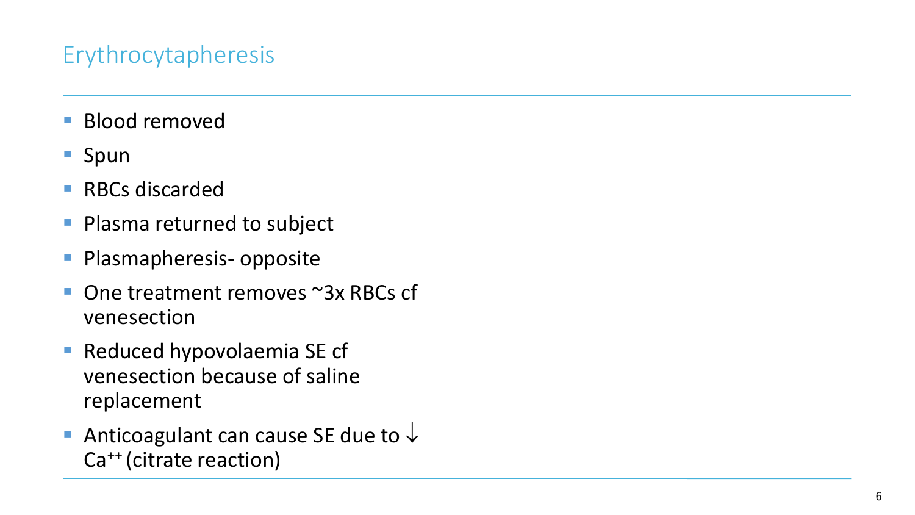# Erythrocytapheresis

- Blood removed
- Spun
- RBCs discarded
- Plasma returned to subject
- Plasmapheresis- opposite
- One treatment removes ~3x RBCs cf venesection
- Reduced hypovolaemia SE cf venesection because of saline replacement
- Anticoagulant can cause SE due to ↓ $Ca^{++}$ (citrate reaction)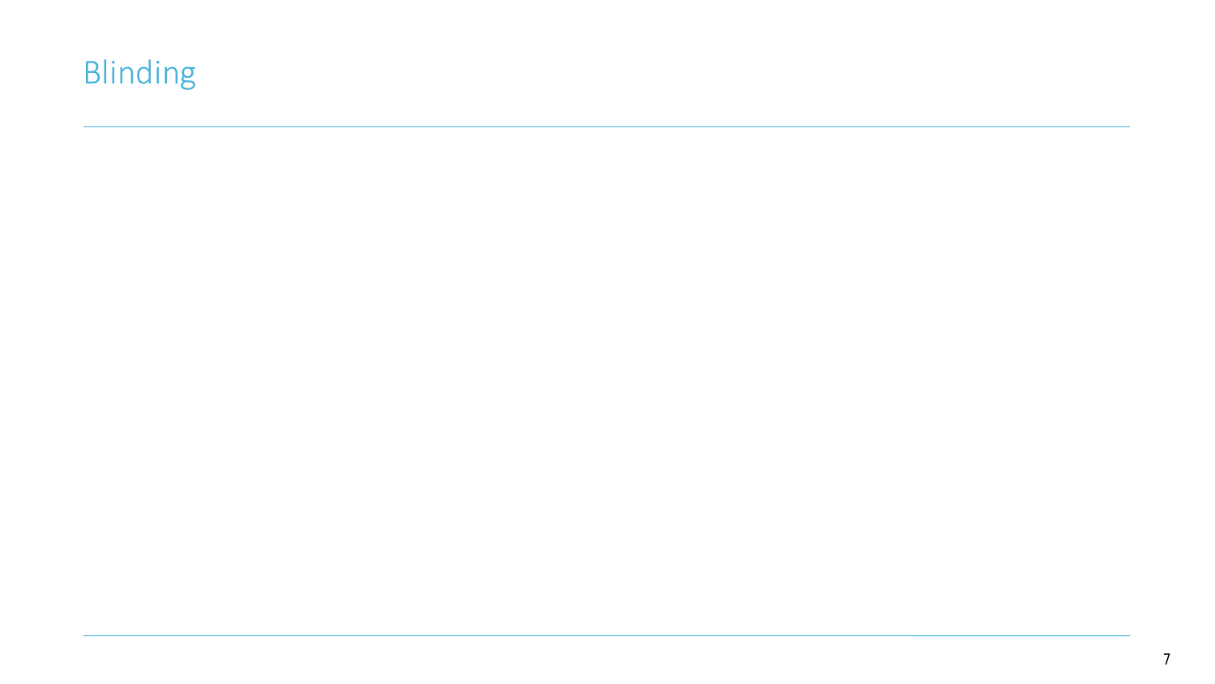# Blinding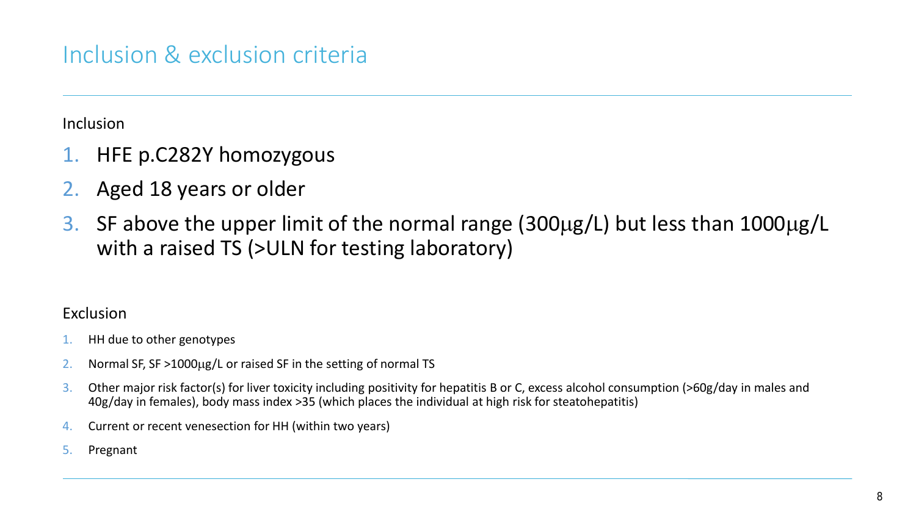# Inclusion & exclusion criteria

Inclusion

1. HFE p.C282Y homozygous
2. Aged 18 years or older
3. SF above the upper limit of the normal range (300μg/L) but less than 1000μg/L with a raised TS (>ULN for testing laboratory)

Exclusion

1. HH due to other genotypes
2. Normal SF, SF >1000μg/L or raised SF in the setting of normal TS
3. Other major risk factor(s) for liver toxicity including positivity for hepatitis B or C, excess alcohol consumption (>60g/day in males and 40g/day in females), body mass index >35 (which places the individual at high risk for steatohepatitis)
4. Current or recent venesection for HH (within two years)
5. Pregnant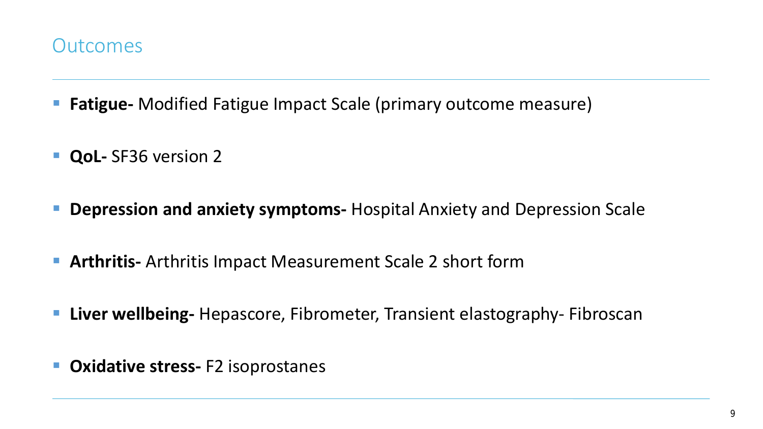# Outcomes

- **Fatigue-** Modified Fatigue Impact Scale (primary outcome measure)
- **QoL-** SF36 version 2
- **Depression and anxiety symptoms-** Hospital Anxiety and Depression Scale
- **Arthritis-** Arthritis Impact Measurement Scale 2 short form
- **Liver wellbeing-** Hepascore, Fibrometer, Transient elastography- Fibroscan
- **Oxidative stress-** F2 isoprostanes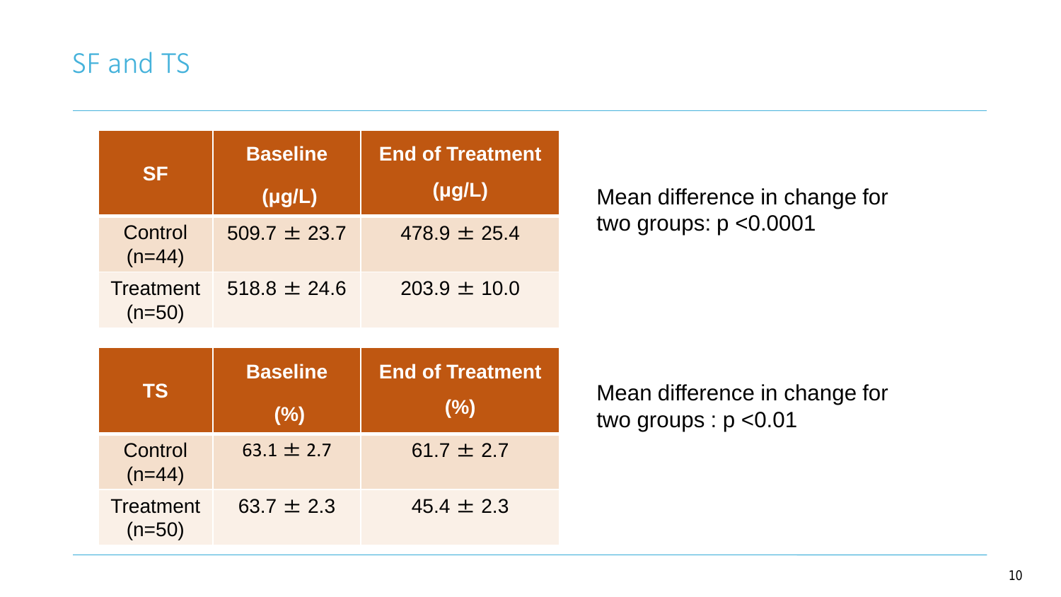# SF and TS

| SF | Baseline (μg/L) | End of Treatment (μg/L) |
|---|---|---|
| Control (n=44) | 509.7 ± 23.7 | 478.9 ± 25.4 |
| Treatment (n=50) | 518.8 ± 24.6 | 203.9 ± 10.0 |

Mean difference in change for two groups: $p < 0.0001$

| TS | Baseline (%) | End of Treatment (%) |
|---|---|---|
| Control (n=44) | 63.1 ± 2.7 | 61.7 ± 2.7 |
| Treatment (n=50) | 63.7 ± 2.3 | 45.4 ± 2.3 |

Mean difference in change for two groups : $p < 0.01$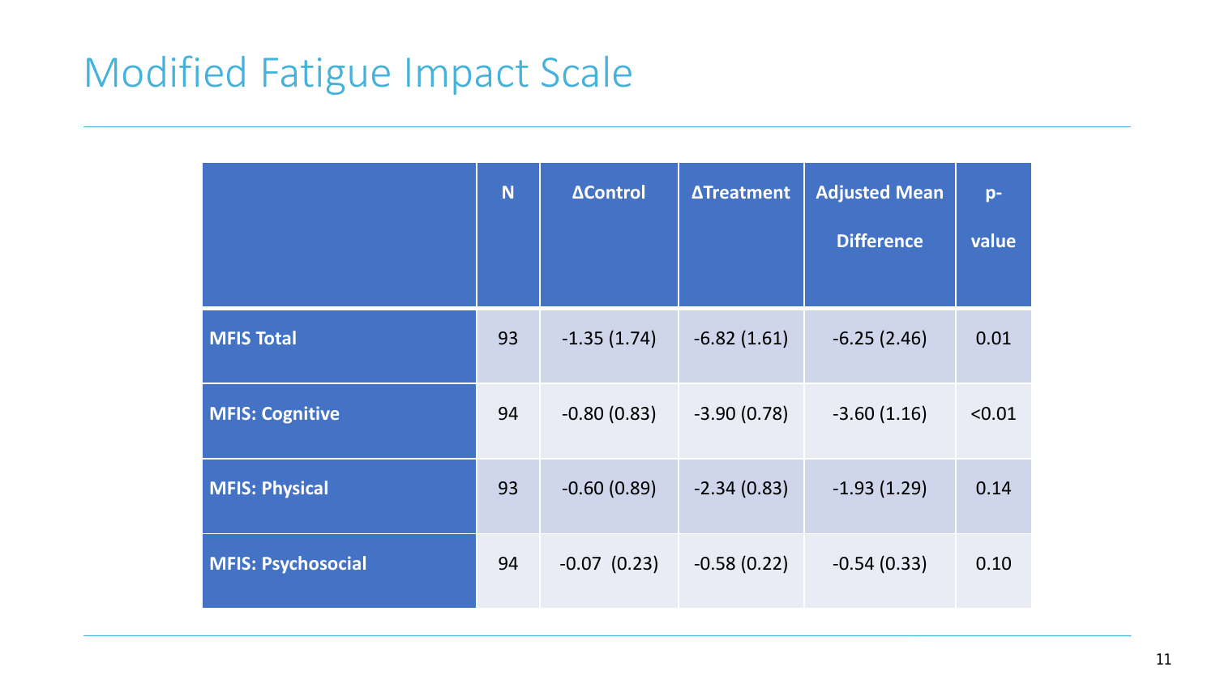# Modified Fatigue Impact Scale

| | N | ΔControl | ΔTreatment | Adjusted Mean Difference | p-value |
|---|---|---|---|---|---|
| **MFIS Total** | 93 | -1.35 (1.74) | -6.82 (1.61) | -6.25 (2.46) | 0.01 |
| **MFIS: Cognitive** | 94 | -0.80 (0.83) | -3.90 (0.78) | -3.60 (1.16) | <0.01 |
| **MFIS: Physical** | 93 | -0.60 (0.89) | -2.34 (0.83) | -1.93 (1.29) | 0.14 |
| **MFIS: Psychosocial** | 94 | -0.07 (0.23) | -0.58 (0.22) | -0.54 (0.33) | 0.10 |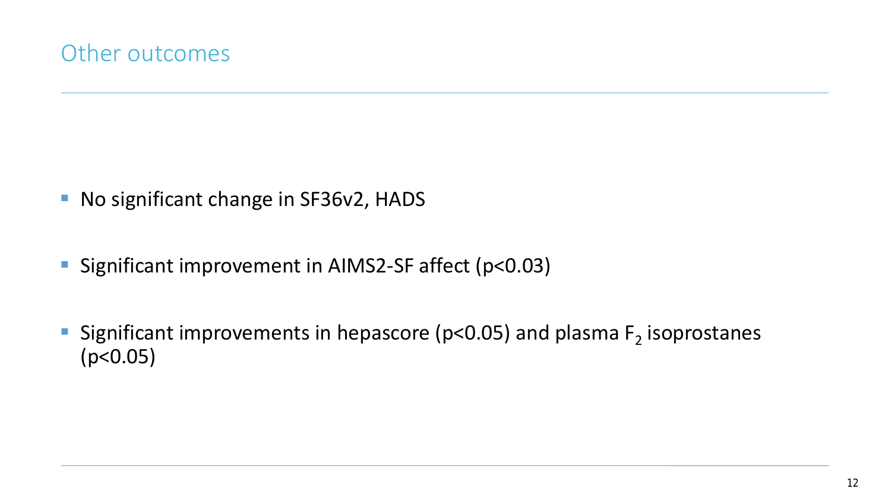# Other outcomes

- No significant change in SF36v2, HADS
- Significant improvement in AIMS2-SF affect ($p<0.03$)
- Significant improvements in hepascore ($p<0.05$) and plasma $F_2$ isoprostanes ($p<0.05$)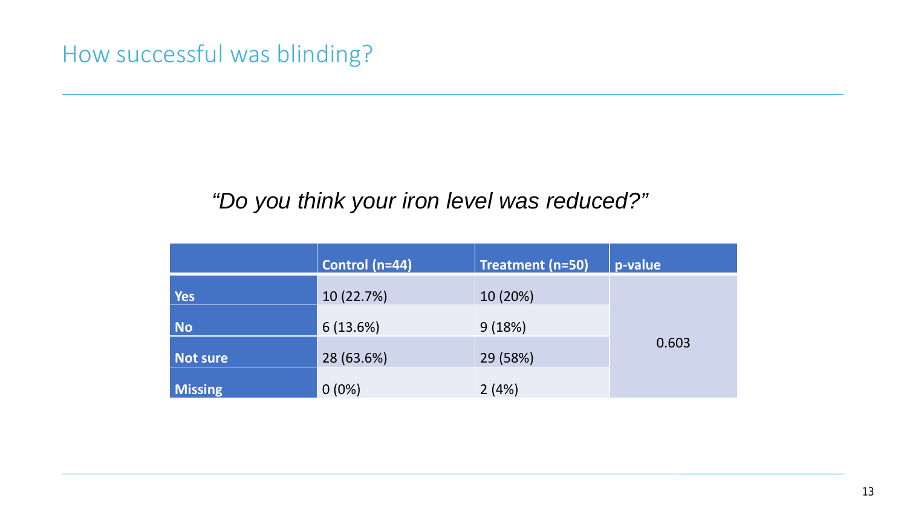# How successful was blinding?

*"Do you think your iron level was reduced?"*

| | Control (n=44) | Treatment (n=50) | p-value |
|---|---|---|---|
| **Yes** | 10 (22.7%) | 10 (20%) | 0.603 |
| **No** | 6 (13.6%) | 9 (18%) | |
| **Not sure** | 28 (63.6%) | 29 (58%) | |
| **Missing** | 0 (0%) | 2 (4%) | |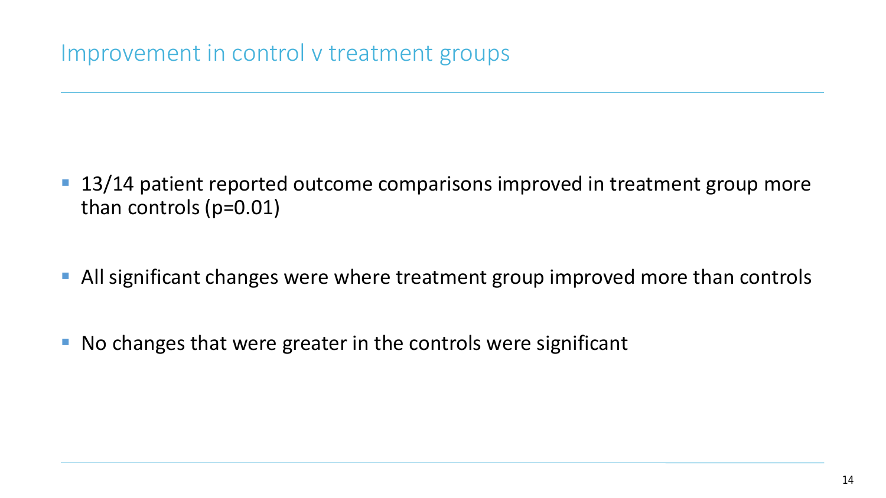# Improvement in control v treatment groups

- 13/14 patient reported outcome comparisons improved in treatment group more than controls ($p=0.01$)
- All significant changes were where treatment group improved more than controls
- No changes that were greater in the controls were significant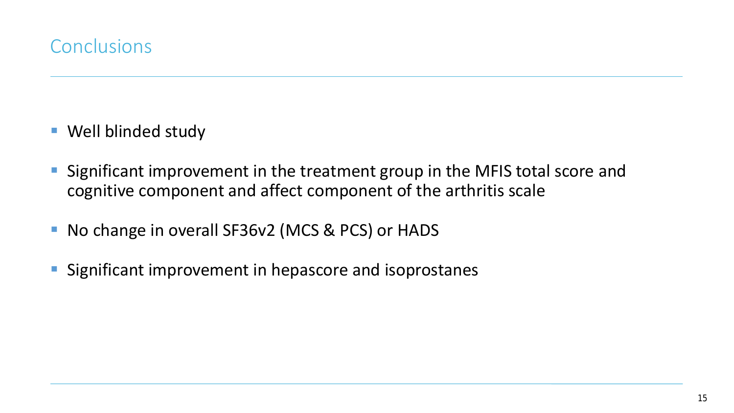# Conclusions

- Well blinded study
- Significant improvement in the treatment group in the MFIS total score and cognitive component and affect component of the arthritis scale
- No change in overall SF36v2 (MCS & PCS) or HADS
- Significant improvement in hepascore and isoprostanes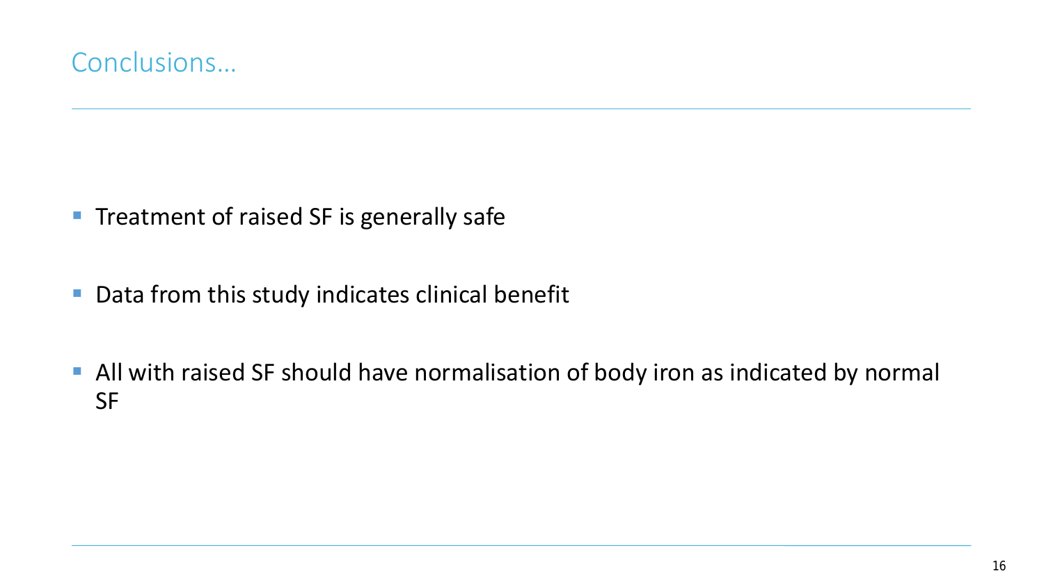# Conclusions…

- Treatment of raised SF is generally safe
- Data from this study indicates clinical benefit
- All with raised SF should have normalisation of body iron as indicated by normal SF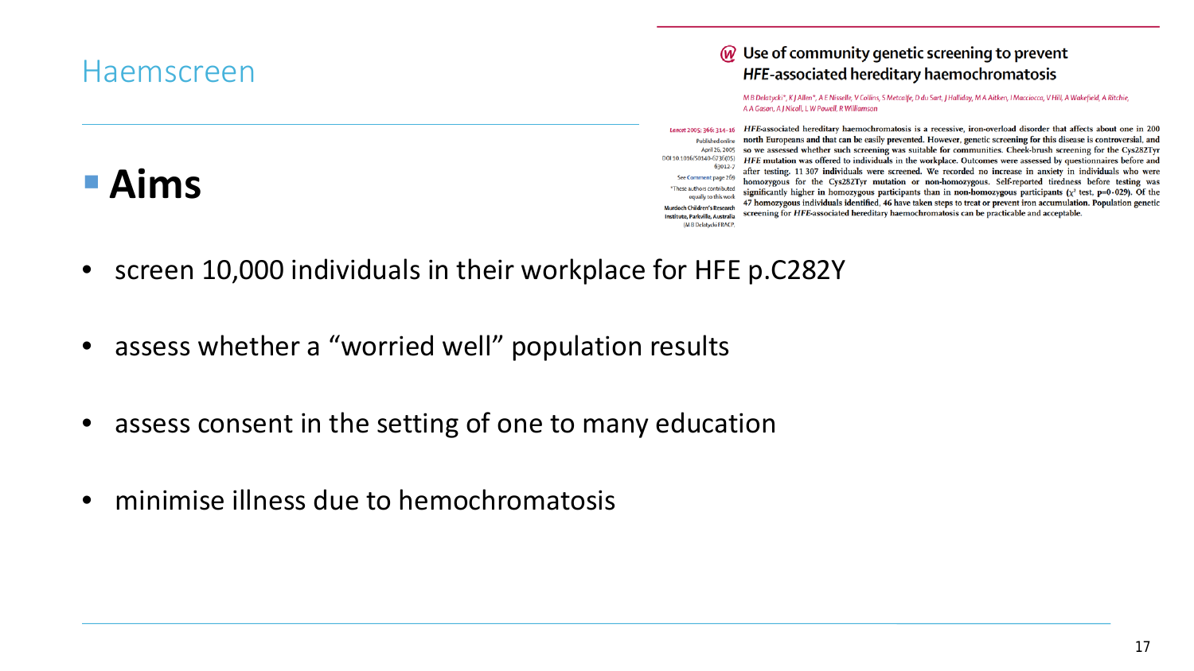# Haemscreen

## Aims

### Use of community genetic screening to prevent *HFE*-associated hereditary haemochromatosis

*M B Delatycki\*, K J Allen\*, A E Nisselle, V Collins, S Metcalfe, D du Sart, J Halliday, M A Aitken, I Macciocca, V Hill, A Wakefield, A Ritchie, A A Gason, A J Nicoll, L W Powell, R Williamson*

Lancet 2005; 366: 314–16

Published online April 26, 2005 DOI:10.1016/S0140-6736(05)63012-7

See Comment page 269

\*These authors contributed equally to this work

Murdoch Children's Research Institute, Parkville, Australia (M B Delatycki FRACP,

***HFE*-associated hereditary haemochromatosis is a recessive, iron-overload disorder that affects about one in 200 north Europeans and that can be easily prevented. However, genetic screening for this disease is controversial, and so we assessed whether such screening was suitable for communities. Cheek-brush screening for the Cys282Tyr *HFE* mutation was offered to individuals in the workplace. Outcomes were assessed by questionnaires before and after testing. 11 307 individuals were screened. We recorded no increase in anxiety in individuals who were homozygous for the Cys282Tyr mutation or non-homozygous. Self-reported tiredness before testing was significantly higher in homozygous participants than in non-homozygous participants ($\chi^2$ test, $p=0 \cdot 029$). Of the 47 homozygous individuals identified, 46 have taken steps to treat or prevent iron accumulation. Population genetic screening for *HFE*-associated hereditary haemochromatosis can be practicable and acceptable.**

- screen 10,000 individuals in their workplace for HFE p.C282Y
- assess whether a "worried well" population results
- assess consent in the setting of one to many education
- minimise illness due to hemochromatosis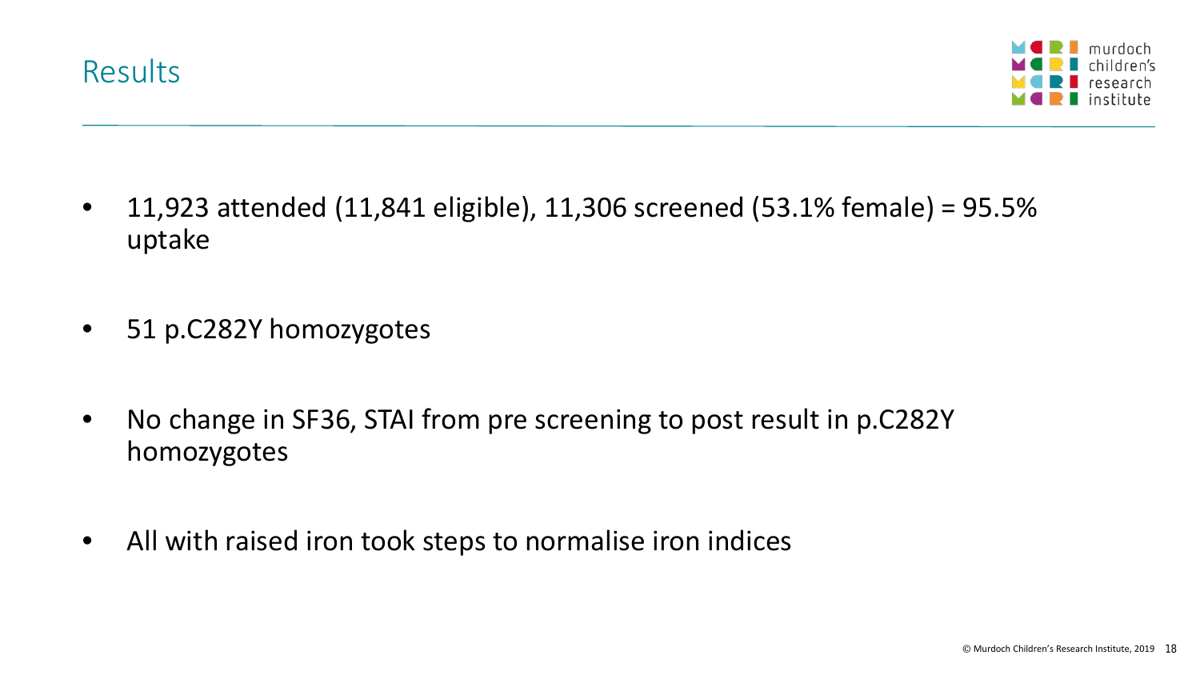# Results

- 11,923 attended (11,841 eligible), 11,306 screened (53.1% female) = 95.5% uptake
- 51 p.C282Y homozygotes
- No change in SF36, STAI from pre screening to post result in p.C282Y homozygotes
- All with raised iron took steps to normalise iron indices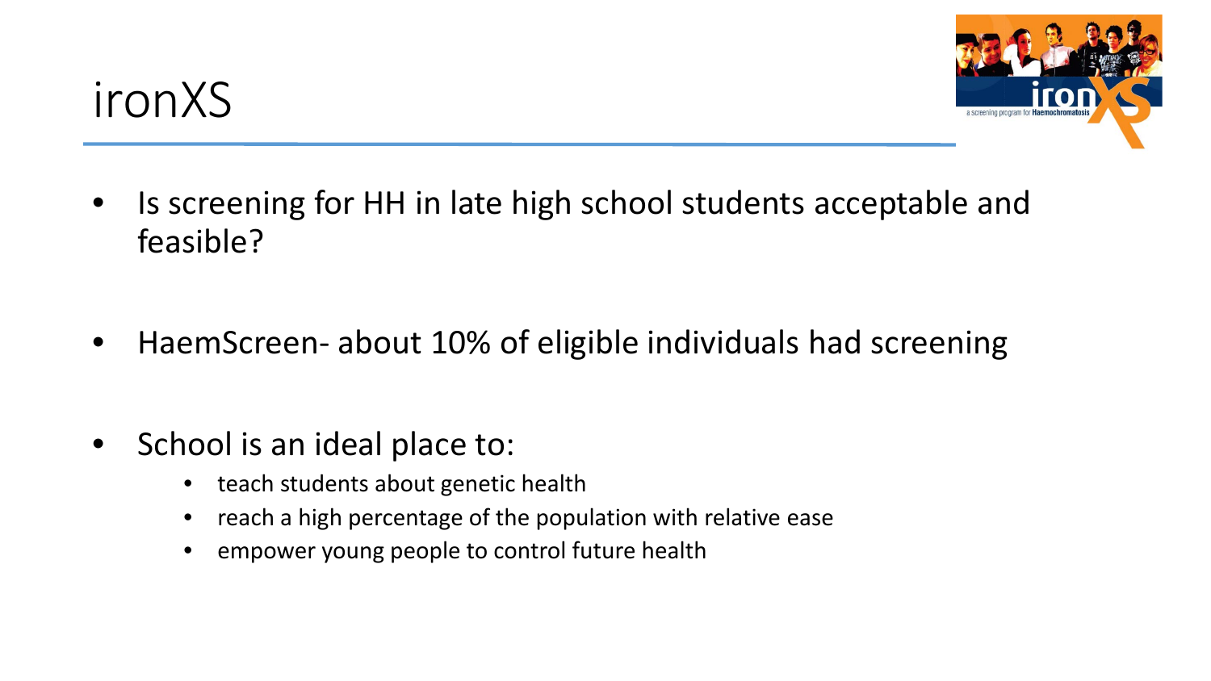# ironXS

- Is screening for HH in late high school students acceptable and feasible?

- HaemScreen- about 10% of eligible individuals had screening

- School is an ideal place to:
  - teach students about genetic health
  - reach a high percentage of the population with relative ease
  - empower young people to control future health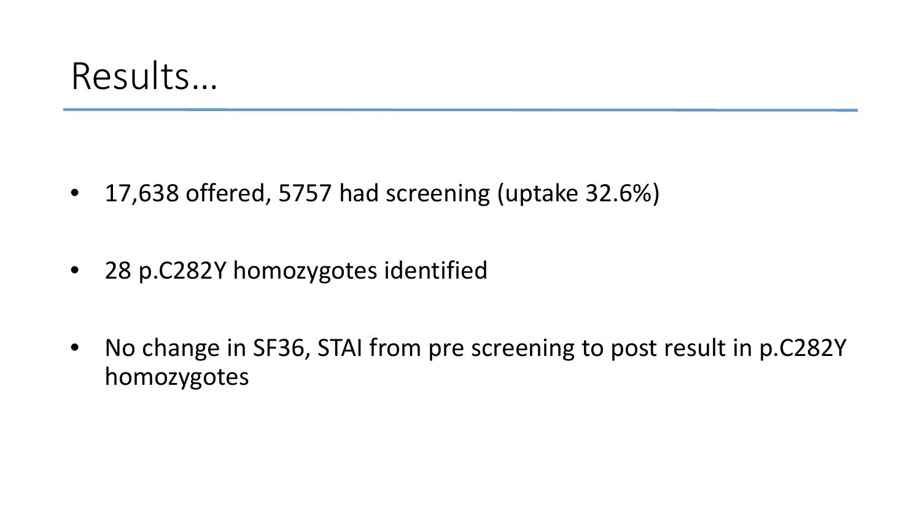# Results…

- 17,638 offered, 5757 had screening (uptake 32.6%)

- 28 p.C282Y homozygotes identified

- No change in SF36, STAI from pre screening to post result in p.C282Y homozygotes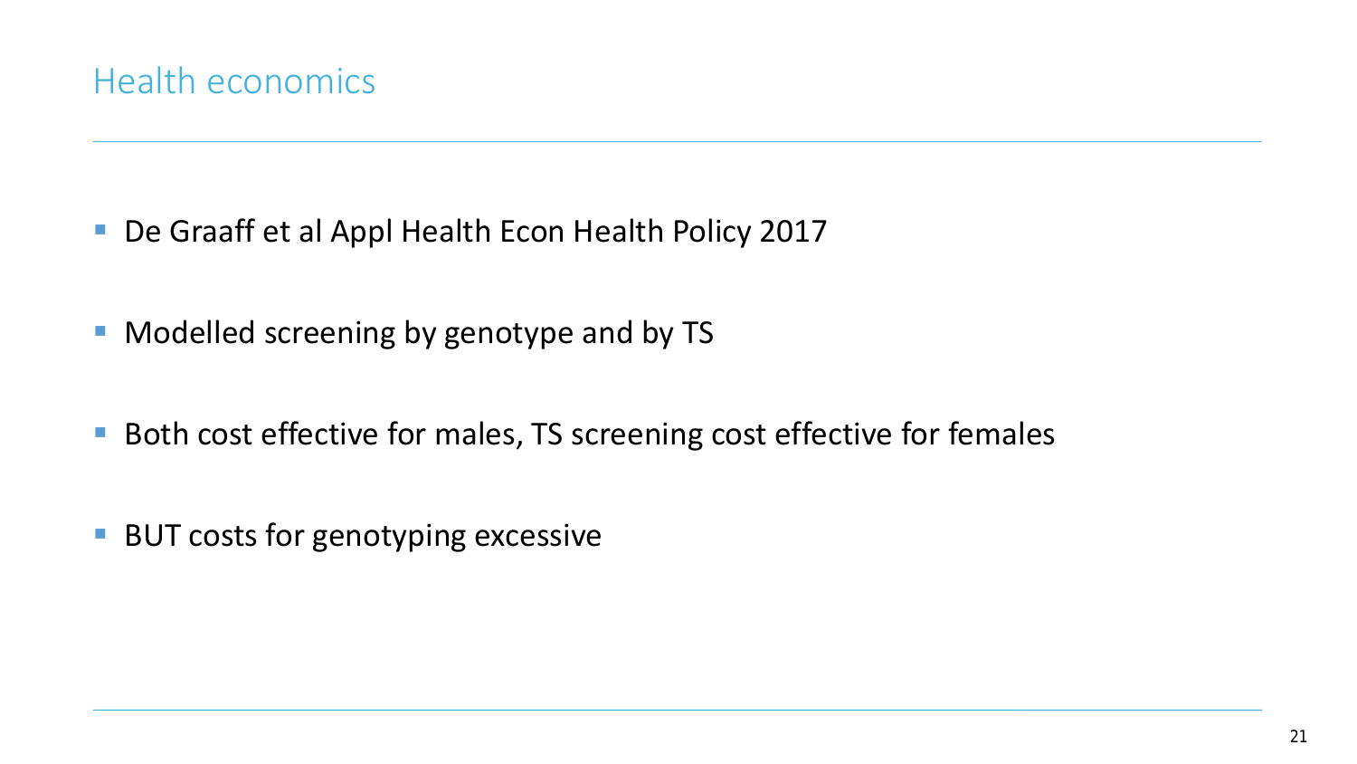# Health economics

- De Graaff et al Appl Health Econ Health Policy 2017
- Modelled screening by genotype and by TS
- Both cost effective for males, TS screening cost effective for females
- BUT costs for genotyping excessive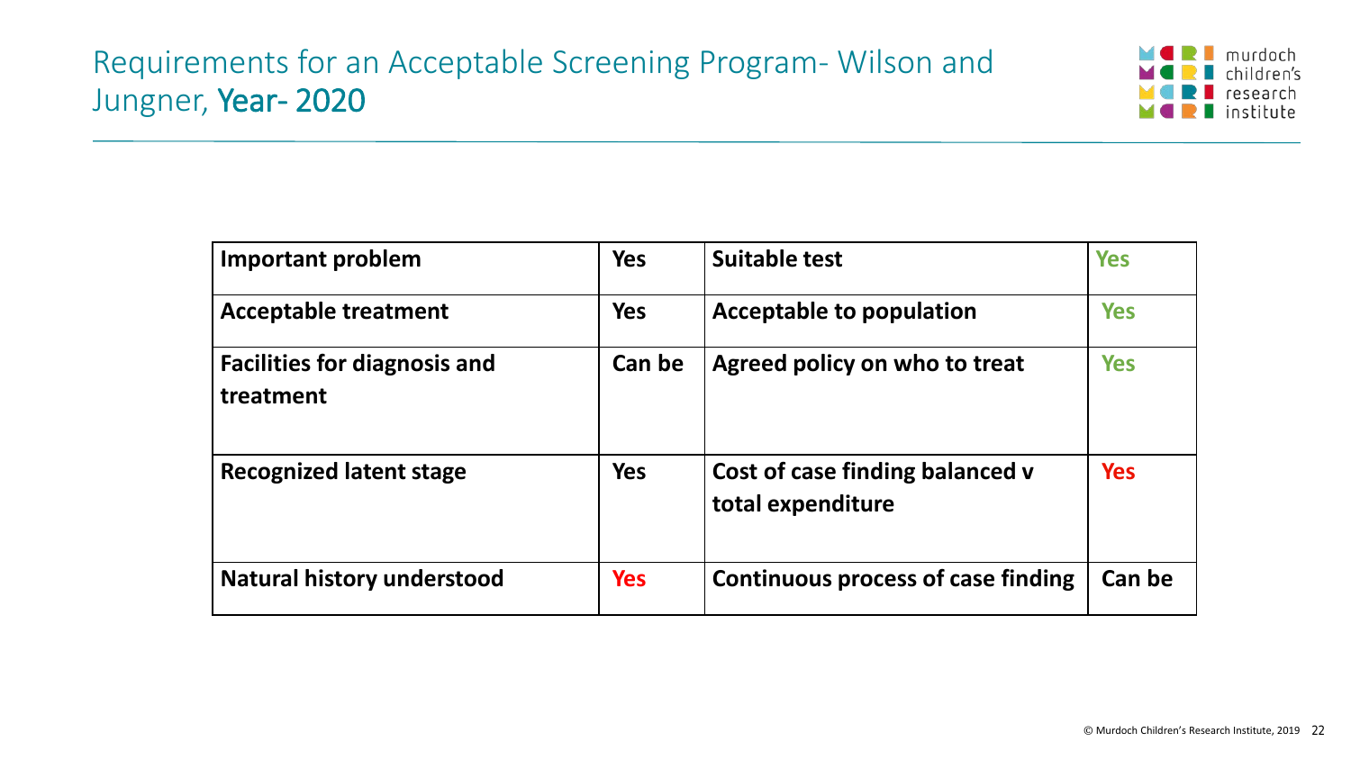# Requirements for an Acceptable Screening Program- Wilson and Jungner, Year- 2020

| Important problem | Yes | Suitable test | Yes |
|---|---|---|---|
| Acceptable treatment | Yes | Acceptable to population | Yes |
| Facilities for diagnosis and treatment | Can be | Agreed policy on who to treat | Yes |
| Recognized latent stage | Yes | Cost of case finding balanced v total expenditure | Yes |
| Natural history understood | Yes | Continuous process of case finding | Can be |

© Murdoch Children's Research Institute, 2019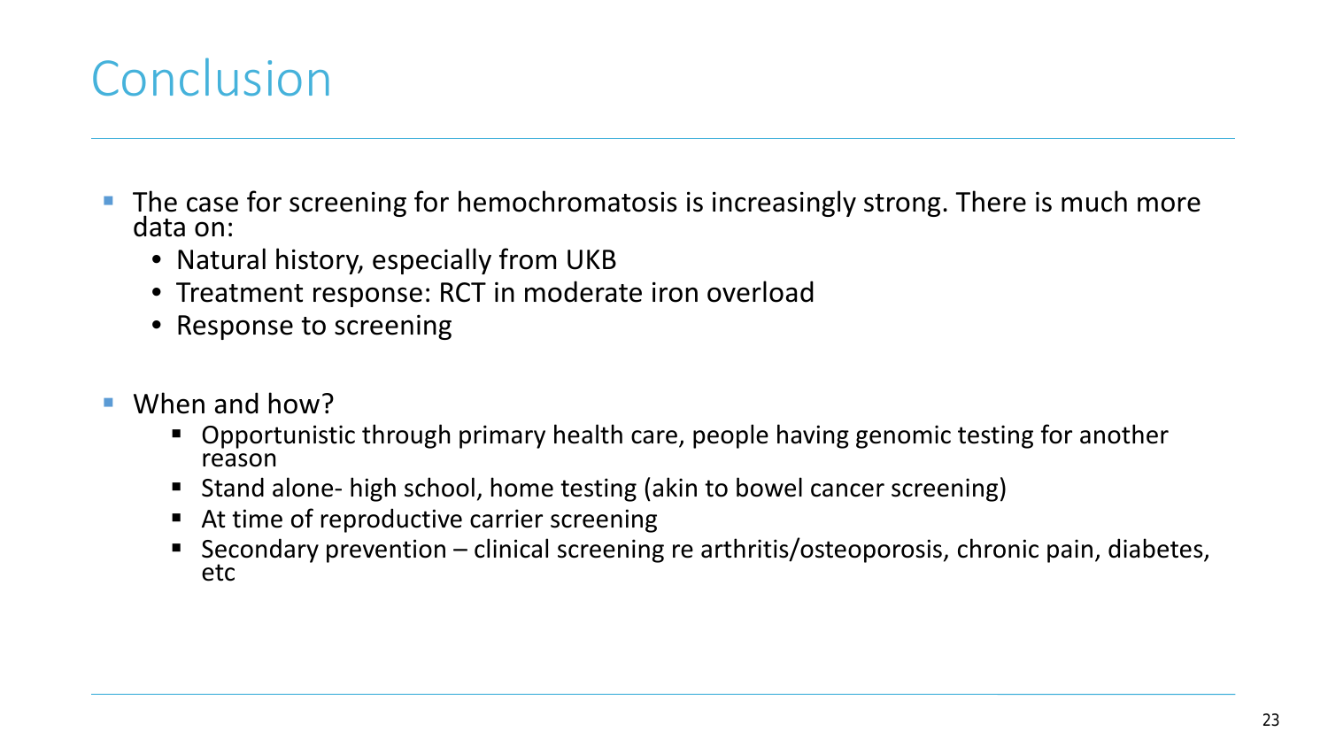# Conclusion

- The case for screening for hemochromatosis is increasingly strong. There is much more data on:
  - Natural history, especially from UKB
  - Treatment response: RCT in moderate iron overload
  - Response to screening

- When and how?
  - Opportunistic through primary health care, people having genomic testing for another reason
  - Stand alone- high school, home testing (akin to bowel cancer screening)
  - At time of reproductive carrier screening
  - Secondary prevention – clinical screening re arthritis/osteoporosis, chronic pain, diabetes, etc